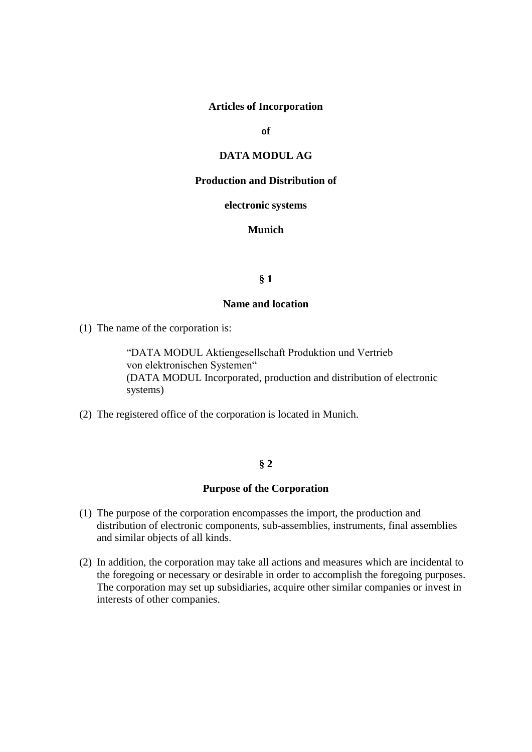# Articles of Incorporation

# of

# DATA MODUL AG

# Production and Distribution of

# electronic systems

# Munich

## § 1

## Name and location

(1) The name of the corporation is:

> "DATA MODUL Aktiengesellschaft Produktion und Vertrieb von elektronischen Systemen"
> (DATA MODUL Incorporated, production and distribution of electronic systems)

(2) The registered office of the corporation is located in Munich.

## § 2

## Purpose of the Corporation

(1) The purpose of the corporation encompasses the import, the production and distribution of electronic components, sub-assemblies, instruments, final assemblies and similar objects of all kinds.

(2) In addition, the corporation may take all actions and measures which are incidental to the foregoing or necessary or desirable in order to accomplish the foregoing purposes. The corporation may set up subsidiaries, acquire other similar companies or invest in interests of other companies.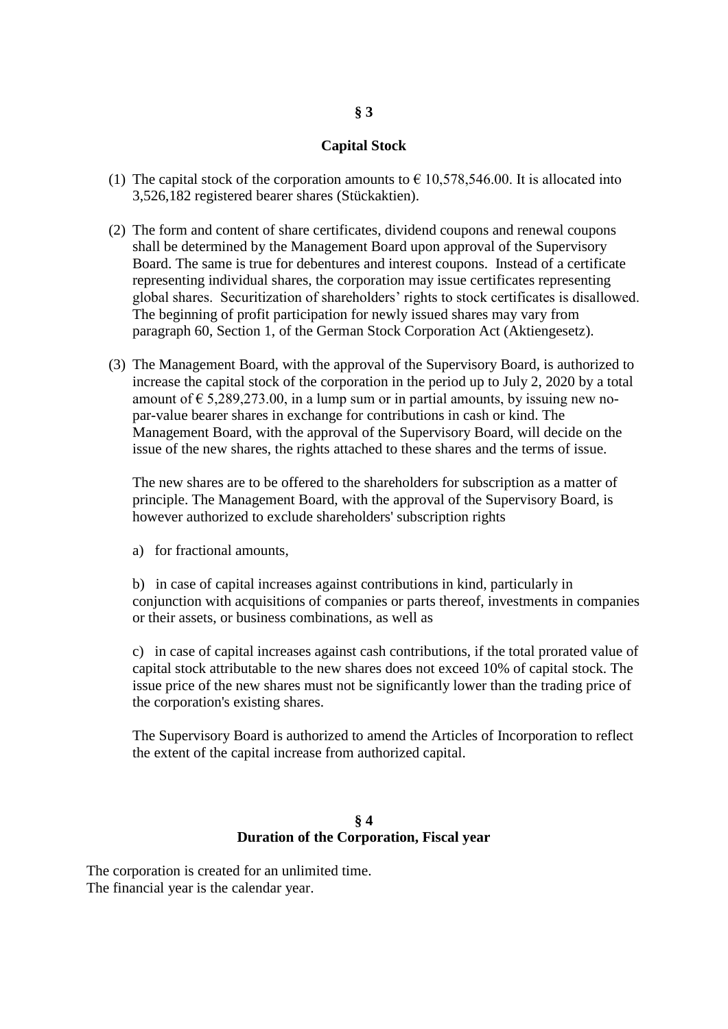## § 3

## Capital Stock

(1) The capital stock of the corporation amounts to € 10,578,546.00. It is allocated into 3,526,182 registered bearer shares (Stückaktien).

(2) The form and content of share certificates, dividend coupons and renewal coupons shall be determined by the Management Board upon approval of the Supervisory Board. The same is true for debentures and interest coupons. Instead of a certificate representing individual shares, the corporation may issue certificates representing global shares. Securitization of shareholders' rights to stock certificates is disallowed. The beginning of profit participation for newly issued shares may vary from paragraph 60, Section 1, of the German Stock Corporation Act (Aktiengesetz).

(3) The Management Board, with the approval of the Supervisory Board, is authorized to increase the capital stock of the corporation in the period up to July 2, 2020 by a total amount of € 5,289,273.00, in a lump sum or in partial amounts, by issuing new no-par-value bearer shares in exchange for contributions in cash or kind. The Management Board, with the approval of the Supervisory Board, will decide on the issue of the new shares, the rights attached to these shares and the terms of issue.

The new shares are to be offered to the shareholders for subscription as a matter of principle. The Management Board, with the approval of the Supervisory Board, is however authorized to exclude shareholders' subscription rights

a) for fractional amounts,

b) in case of capital increases against contributions in kind, particularly in conjunction with acquisitions of companies or parts thereof, investments in companies or their assets, or business combinations, as well as

c) in case of capital increases against cash contributions, if the total prorated value of capital stock attributable to the new shares does not exceed 10% of capital stock. The issue price of the new shares must not be significantly lower than the trading price of the corporation's existing shares.

The Supervisory Board is authorized to amend the Articles of Incorporation to reflect the extent of the capital increase from authorized capital.

## § 4
## Duration of the Corporation, Fiscal year

The corporation is created for an unlimited time.
The financial year is the calendar year.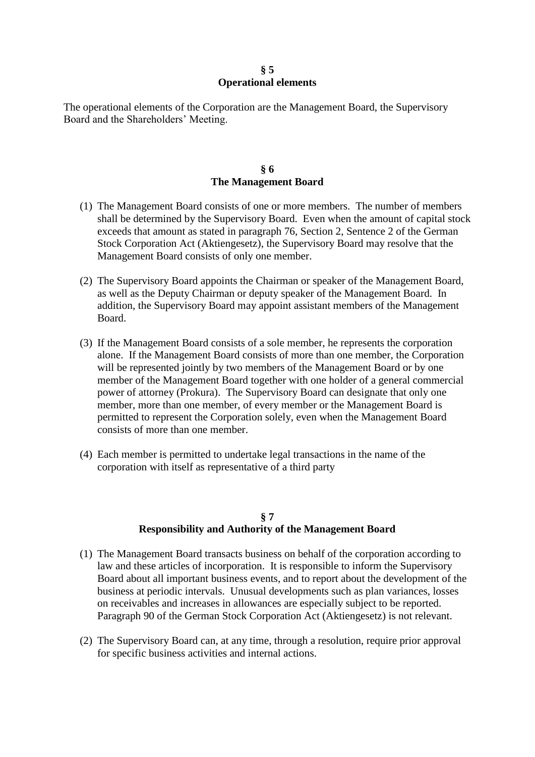## § 5
## Operational elements

The operational elements of the Corporation are the Management Board, the Supervisory Board and the Shareholders' Meeting.

## § 6
## The Management Board

(1) The Management Board consists of one or more members. The number of members shall be determined by the Supervisory Board. Even when the amount of capital stock exceeds that amount as stated in paragraph 76, Section 2, Sentence 2 of the German Stock Corporation Act (Aktiengesetz), the Supervisory Board may resolve that the Management Board consists of only one member.

(2) The Supervisory Board appoints the Chairman or speaker of the Management Board, as well as the Deputy Chairman or deputy speaker of the Management Board. In addition, the Supervisory Board may appoint assistant members of the Management Board.

(3) If the Management Board consists of a sole member, he represents the corporation alone. If the Management Board consists of more than one member, the Corporation will be represented jointly by two members of the Management Board or by one member of the Management Board together with one holder of a general commercial power of attorney (Prokura). The Supervisory Board can designate that only one member, more than one member, of every member or the Management Board is permitted to represent the Corporation solely, even when the Management Board consists of more than one member.

(4) Each member is permitted to undertake legal transactions in the name of the corporation with itself as representative of a third party

## § 7
## Responsibility and Authority of the Management Board

(1) The Management Board transacts business on behalf of the corporation according to law and these articles of incorporation. It is responsible to inform the Supervisory Board about all important business events, and to report about the development of the business at periodic intervals. Unusual developments such as plan variances, losses on receivables and increases in allowances are especially subject to be reported. Paragraph 90 of the German Stock Corporation Act (Aktiengesetz) is not relevant.

(2) The Supervisory Board can, at any time, through a resolution, require prior approval for specific business activities and internal actions.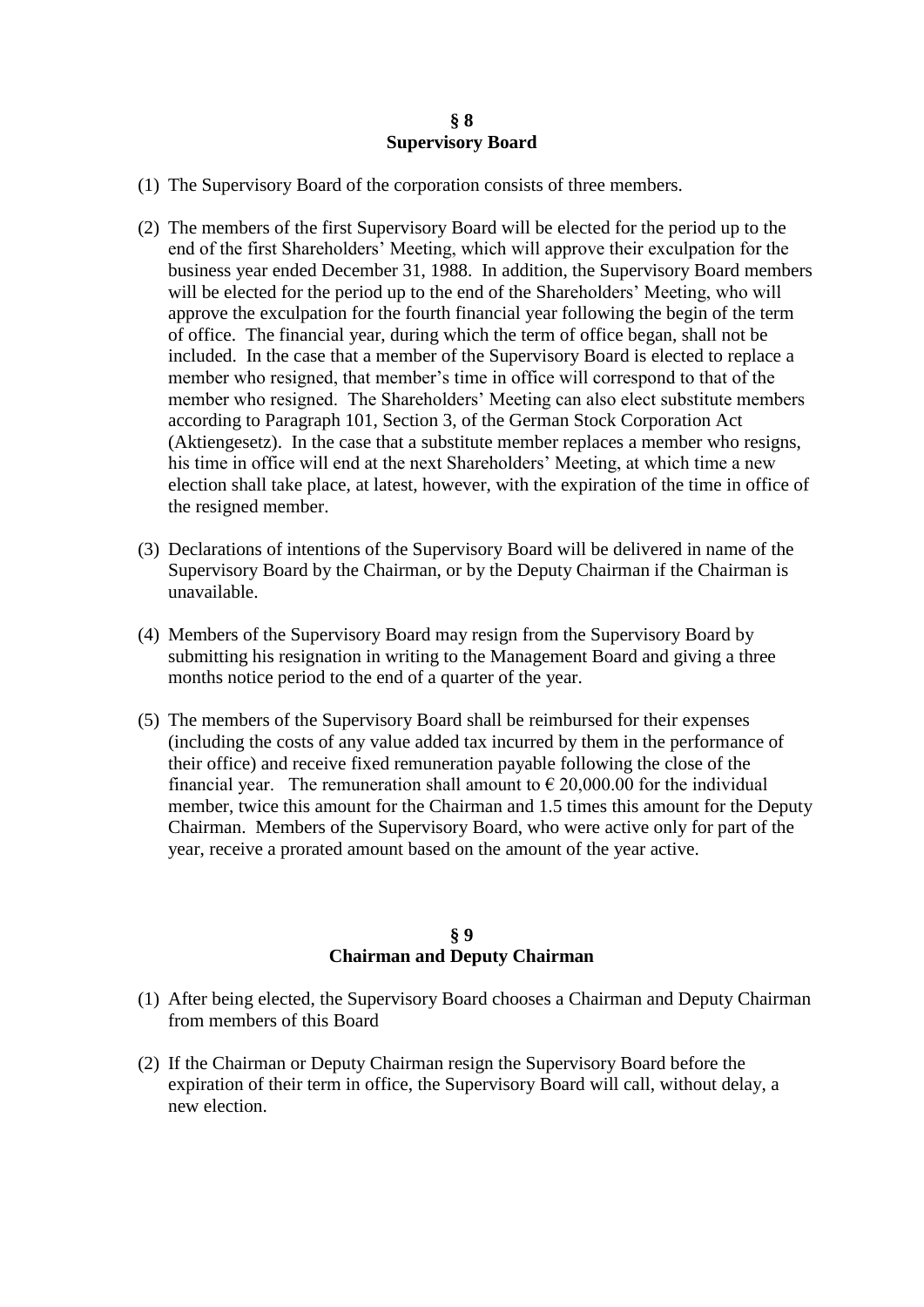## § 8
## Supervisory Board

(1) The Supervisory Board of the corporation consists of three members.

(2) The members of the first Supervisory Board will be elected for the period up to the end of the first Shareholders' Meeting, which will approve their exculpation for the business year ended December 31, 1988. In addition, the Supervisory Board members will be elected for the period up to the end of the Shareholders' Meeting, who will approve the exculpation for the fourth financial year following the begin of the term of office. The financial year, during which the term of office began, shall not be included. In the case that a member of the Supervisory Board is elected to replace a member who resigned, that member's time in office will correspond to that of the member who resigned. The Shareholders' Meeting can also elect substitute members according to Paragraph 101, Section 3, of the German Stock Corporation Act (Aktiengesetz). In the case that a substitute member replaces a member who resigns, his time in office will end at the next Shareholders' Meeting, at which time a new election shall take place, at latest, however, with the expiration of the time in office of the resigned member.

(3) Declarations of intentions of the Supervisory Board will be delivered in name of the Supervisory Board by the Chairman, or by the Deputy Chairman if the Chairman is unavailable.

(4) Members of the Supervisory Board may resign from the Supervisory Board by submitting his resignation in writing to the Management Board and giving a three months notice period to the end of a quarter of the year.

(5) The members of the Supervisory Board shall be reimbursed for their expenses (including the costs of any value added tax incurred by them in the performance of their office) and receive fixed remuneration payable following the close of the financial year. The remuneration shall amount to € 20,000.00 for the individual member, twice this amount for the Chairman and 1.5 times this amount for the Deputy Chairman. Members of the Supervisory Board, who were active only for part of the year, receive a prorated amount based on the amount of the year active.

## § 9
## Chairman and Deputy Chairman

(1) After being elected, the Supervisory Board chooses a Chairman and Deputy Chairman from members of this Board

(2) If the Chairman or Deputy Chairman resign the Supervisory Board before the expiration of their term in office, the Supervisory Board will call, without delay, a new election.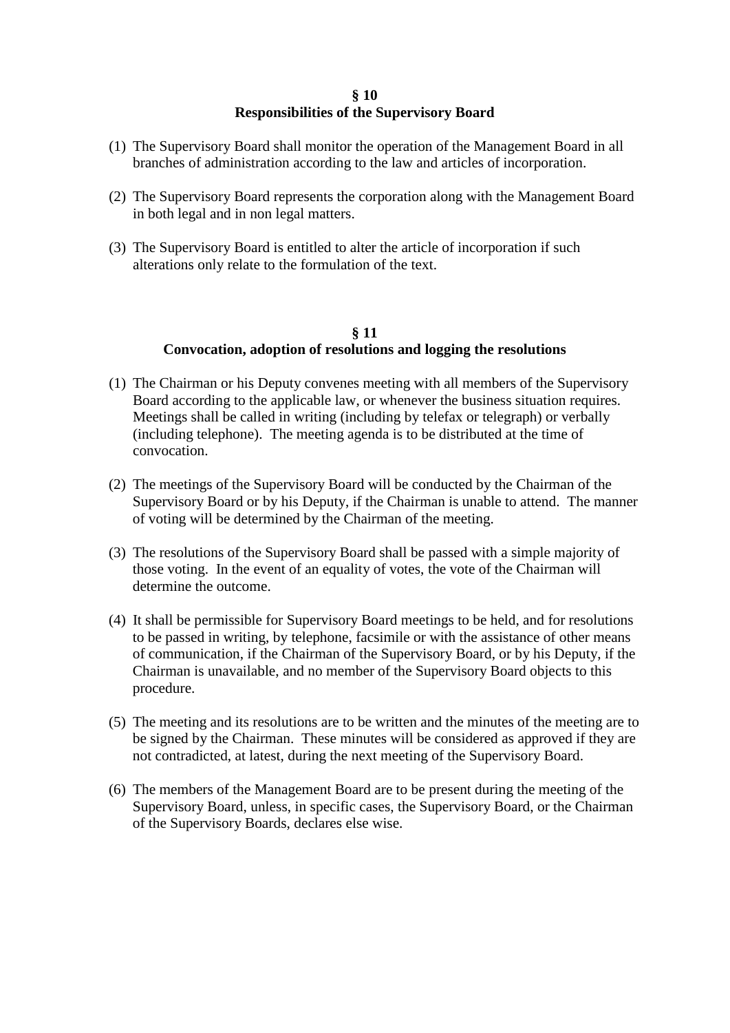**§ 10**
**Responsibilities of the Supervisory Board**

(1) The Supervisory Board shall monitor the operation of the Management Board in all branches of administration according to the law and articles of incorporation.

(2) The Supervisory Board represents the corporation along with the Management Board in both legal and in non legal matters.

(3) The Supervisory Board is entitled to alter the article of incorporation if such alterations only relate to the formulation of the text.

**§ 11**
**Convocation, adoption of resolutions and logging the resolutions**

(1) The Chairman or his Deputy convenes meeting with all members of the Supervisory Board according to the applicable law, or whenever the business situation requires. Meetings shall be called in writing (including by telefax or telegraph) or verbally (including telephone). The meeting agenda is to be distributed at the time of convocation.

(2) The meetings of the Supervisory Board will be conducted by the Chairman of the Supervisory Board or by his Deputy, if the Chairman is unable to attend. The manner of voting will be determined by the Chairman of the meeting.

(3) The resolutions of the Supervisory Board shall be passed with a simple majority of those voting. In the event of an equality of votes, the vote of the Chairman will determine the outcome.

(4) It shall be permissible for Supervisory Board meetings to be held, and for resolutions to be passed in writing, by telephone, facsimile or with the assistance of other means of communication, if the Chairman of the Supervisory Board, or by his Deputy, if the Chairman is unavailable, and no member of the Supervisory Board objects to this procedure.

(5) The meeting and its resolutions are to be written and the minutes of the meeting are to be signed by the Chairman. These minutes will be considered as approved if they are not contradicted, at latest, during the next meeting of the Supervisory Board.

(6) The members of the Management Board are to be present during the meeting of the Supervisory Board, unless, in specific cases, the Supervisory Board, or the Chairman of the Supervisory Boards, declares else wise.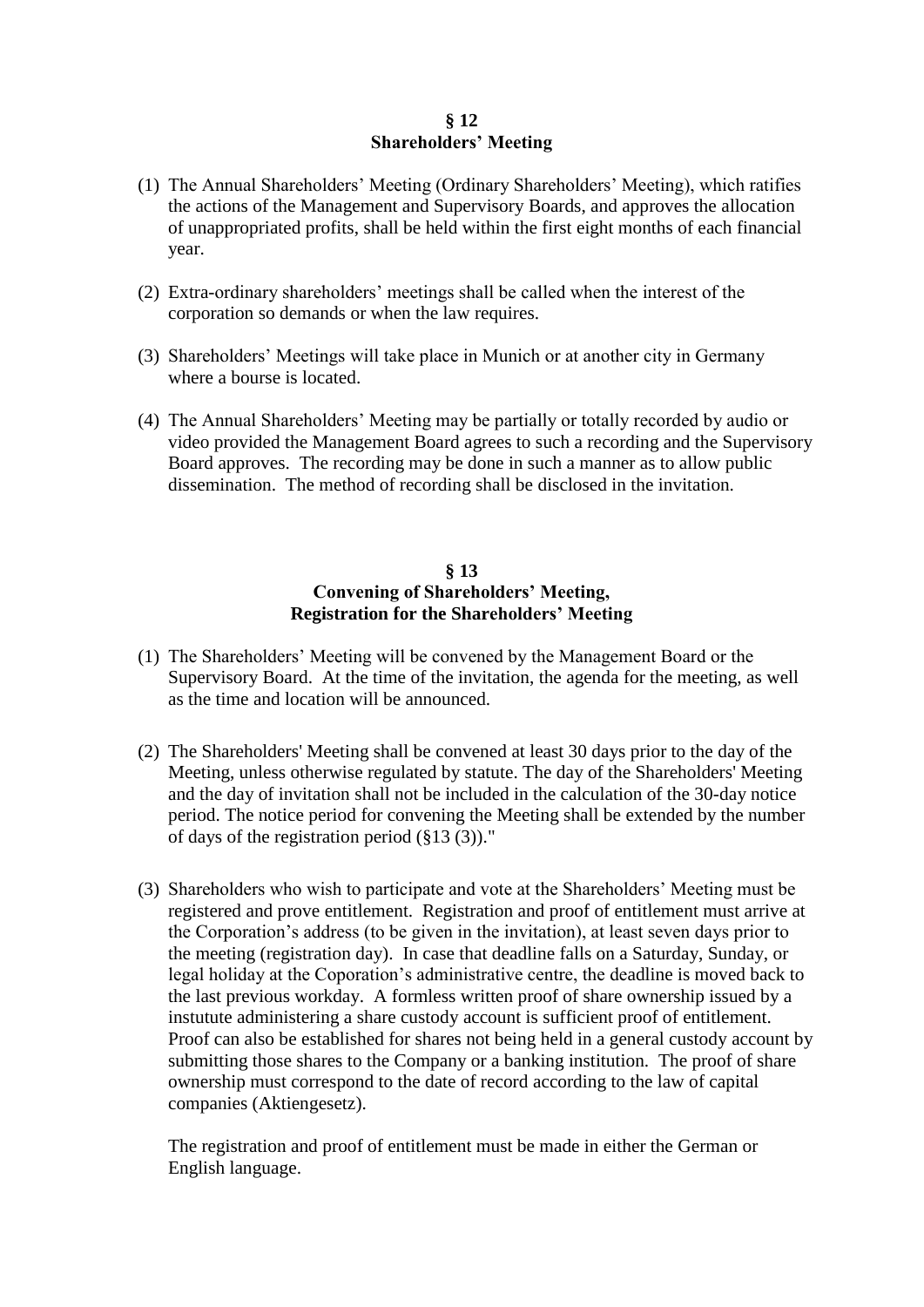## § 12
## Shareholders' Meeting

(1) The Annual Shareholders' Meeting (Ordinary Shareholders' Meeting), which ratifies the actions of the Management and Supervisory Boards, and approves the allocation of unappropriated profits, shall be held within the first eight months of each financial year.

(2) Extra-ordinary shareholders' meetings shall be called when the interest of the corporation so demands or when the law requires.

(3) Shareholders' Meetings will take place in Munich or at another city in Germany where a bourse is located.

(4) The Annual Shareholders' Meeting may be partially or totally recorded by audio or video provided the Management Board agrees to such a recording and the Supervisory Board approves. The recording may be done in such a manner as to allow public dissemination. The method of recording shall be disclosed in the invitation.

## § 13
## Convening of Shareholders' Meeting, Registration for the Shareholders' Meeting

(1) The Shareholders' Meeting will be convened by the Management Board or the Supervisory Board. At the time of the invitation, the agenda for the meeting, as well as the time and location will be announced.

(2) The Shareholders' Meeting shall be convened at least 30 days prior to the day of the Meeting, unless otherwise regulated by statute. The day of the Shareholders' Meeting and the day of invitation shall not be included in the calculation of the 30-day notice period. The notice period for convening the Meeting shall be extended by the number of days of the registration period (§13 (3))."

(3) Shareholders who wish to participate and vote at the Shareholders' Meeting must be registered and prove entitlement. Registration and proof of entitlement must arrive at the Corporation's address (to be given in the invitation), at least seven days prior to the meeting (registration day). In case that deadline falls on a Saturday, Sunday, or legal holiday at the Coporation's administrative centre, the deadline is moved back to the last previous workday. A formless written proof of share ownership issued by a instutute administering a share custody account is sufficient proof of entitlement. Proof can also be established for shares not being held in a general custody account by submitting those shares to the Company or a banking institution. The proof of share ownership must correspond to the date of record according to the law of capital companies (Aktiengesetz).

    The registration and proof of entitlement must be made in either the German or English language.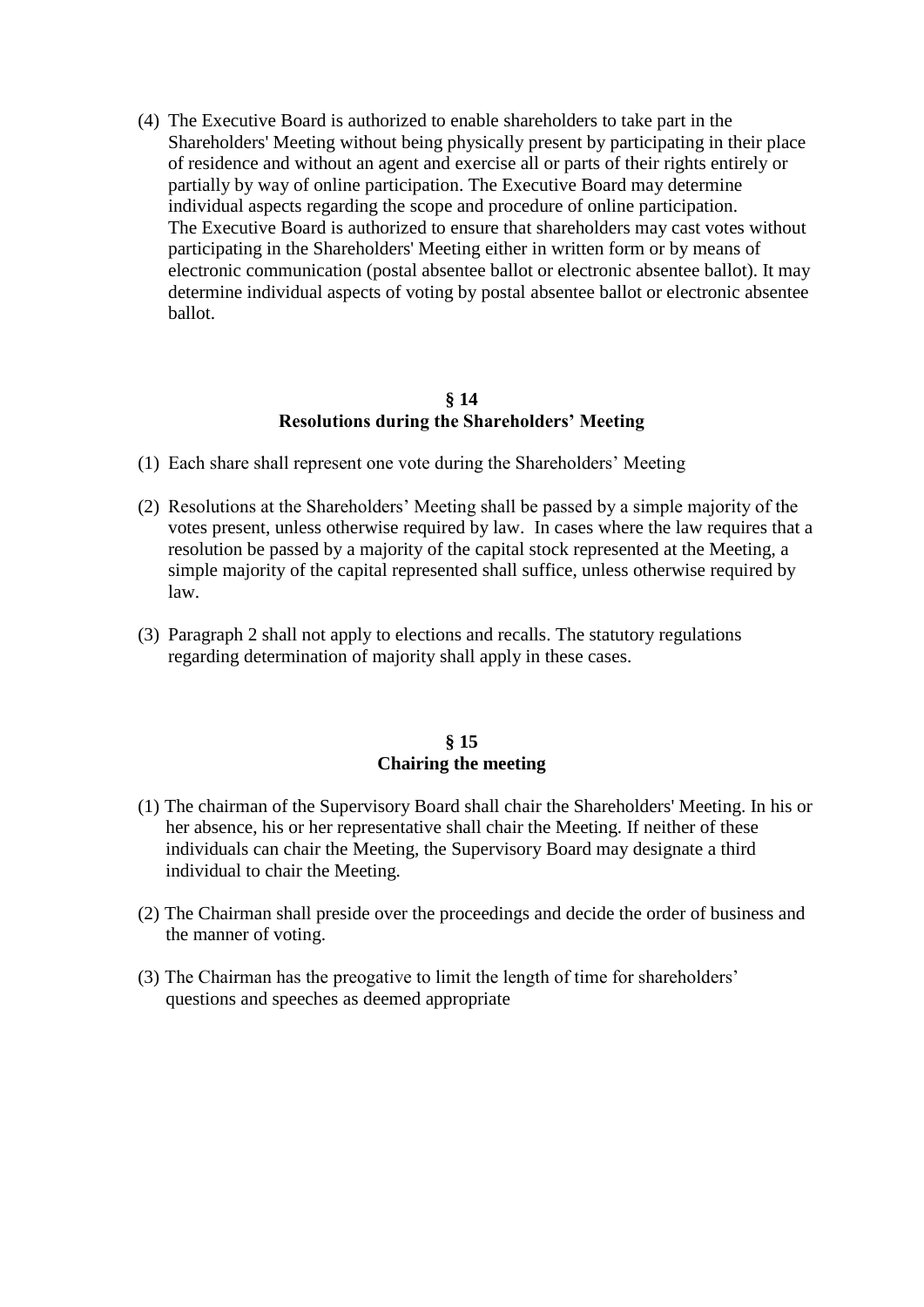(4) The Executive Board is authorized to enable shareholders to take part in the Shareholders' Meeting without being physically present by participating in their place of residence and without an agent and exercise all or parts of their rights entirely or partially by way of online participation. The Executive Board may determine individual aspects regarding the scope and procedure of online participation. The Executive Board is authorized to ensure that shareholders may cast votes without participating in the Shareholders' Meeting either in written form or by means of electronic communication (postal absentee ballot or electronic absentee ballot). It may determine individual aspects of voting by postal absentee ballot or electronic absentee ballot.

## § 14
## Resolutions during the Shareholders' Meeting

(1) Each share shall represent one vote during the Shareholders' Meeting

(2) Resolutions at the Shareholders' Meeting shall be passed by a simple majority of the votes present, unless otherwise required by law. In cases where the law requires that a resolution be passed by a majority of the capital stock represented at the Meeting, a simple majority of the capital represented shall suffice, unless otherwise required by law.

(3) Paragraph 2 shall not apply to elections and recalls. The statutory regulations regarding determination of majority shall apply in these cases.

## § 15
## Chairing the meeting

(1) The chairman of the Supervisory Board shall chair the Shareholders' Meeting. In his or her absence, his or her representative shall chair the Meeting. If neither of these individuals can chair the Meeting, the Supervisory Board may designate a third individual to chair the Meeting.

(2) The Chairman shall preside over the proceedings and decide the order of business and the manner of voting.

(3) The Chairman has the preogative to limit the length of time for shareholders' questions and speeches as deemed appropriate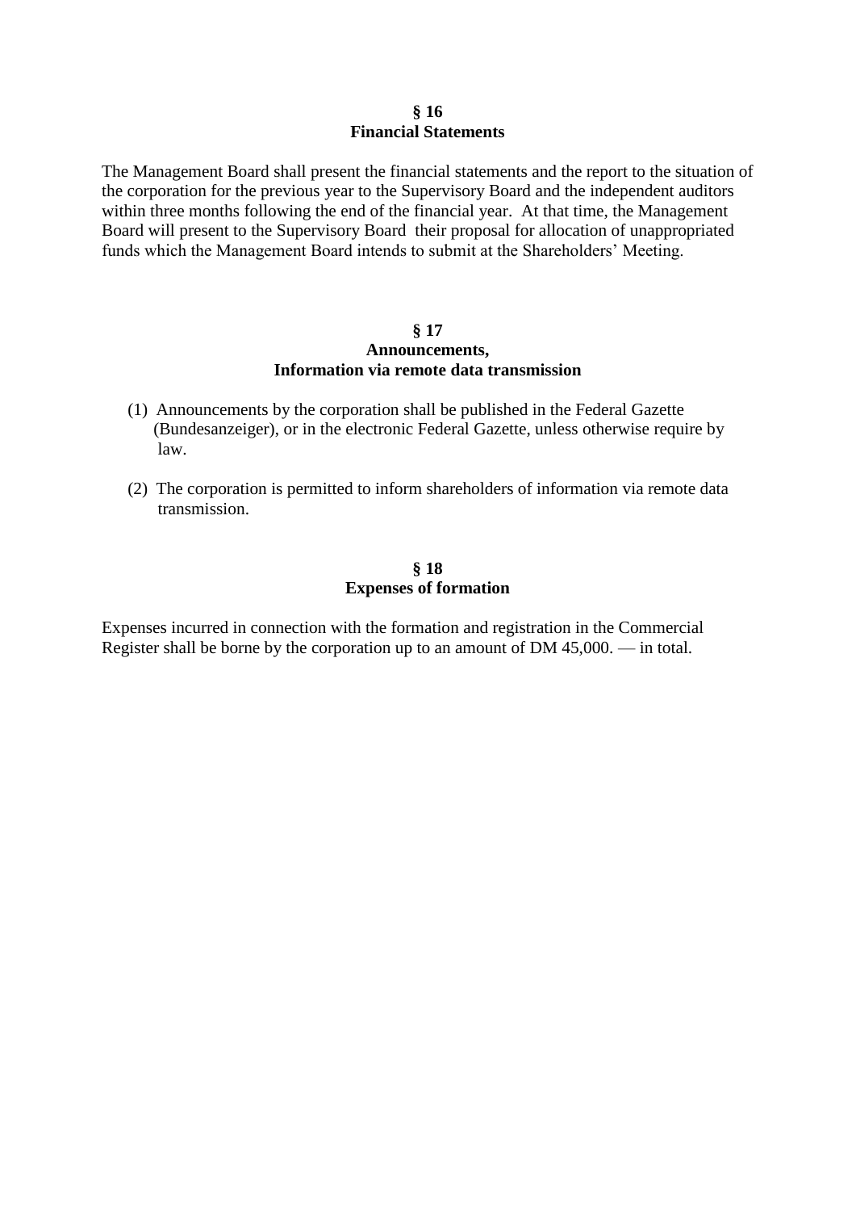## § 16
## Financial Statements

The Management Board shall present the financial statements and the report to the situation of the corporation for the previous year to the Supervisory Board and the independent auditors within three months following the end of the financial year. At that time, the Management Board will present to the Supervisory Board their proposal for allocation of unappropriated funds which the Management Board intends to submit at the Shareholders' Meeting.

## § 17
## Announcements,
## Information via remote data transmission

(1) Announcements by the corporation shall be published in the Federal Gazette (Bundesanzeiger), or in the electronic Federal Gazette, unless otherwise require by law.

(2) The corporation is permitted to inform shareholders of information via remote data transmission.

## § 18
## Expenses of formation

Expenses incurred in connection with the formation and registration in the Commercial Register shall be borne by the corporation up to an amount of DM 45,000. — in total.